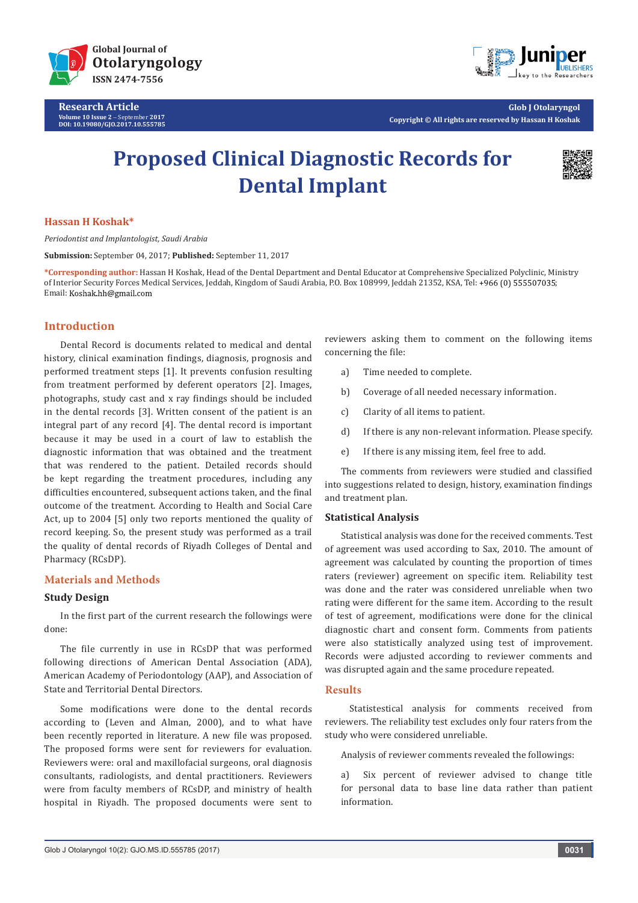# Proposed Clinical Diagnostic Records for Dental Implant

**Hassan H Koshak***

*Periodontist and Implantologist, Saudi Arabia*

**Submission:** September 04, 2017; **Published:** September 11, 2017

***Corresponding author:** Hassan H Koshak, Head of the Dental Department and Dental Educator at Comprehensive Specialized Polyclinic, Ministry of Interior Security Forces Medical Services, Jeddah, Kingdom of Saudi Arabia, P.O. Box 108999, Jeddah 21352, KSA, Tel: +966 (0) 555507035; Email: Koshak.hh@gmail.com

## Introduction

Dental Record is documents related to medical and dental history, clinical examination findings, diagnosis, prognosis and performed treatment steps [1]. It prevents confusion resulting from treatment performed by deferent operators [2]. Images, photographs, study cast and x ray findings should be included in the dental records [3]. Written consent of the patient is an integral part of any record [4]. The dental record is important because it may be used in a court of law to establish the diagnostic information that was obtained and the treatment that was rendered to the patient. Detailed records should be kept regarding the treatment procedures, including any difficulties encountered, subsequent actions taken, and the final outcome of the treatment. According to Health and Social Care Act, up to 2004 [5] only two reports mentioned the quality of record keeping. So, the present study was performed as a trail the quality of dental records of Riyadh Colleges of Dental and Pharmacy (RCsDP).

## Materials and Methods

### Study Design

In the first part of the current research the followings were done:

The file currently in use in RCsDP that was performed following directions of American Dental Association (ADA), American Academy of Periodontology (AAP), and Association of State and Territorial Dental Directors.

Some modifications were done to the dental records according to (Leven and Alman, 2000), and to what have been recently reported in literature. A new file was proposed. The proposed forms were sent for reviewers for evaluation. Reviewers were: oral and maxillofacial surgeons, oral diagnosis consultants, radiologists, and dental practitioners. Reviewers were from faculty members of RCsDP, and ministry of health hospital in Riyadh. The proposed documents were sent to reviewers asking them to comment on the following items concerning the file:

a) Time needed to complete.

b) Coverage of all needed necessary information.

c) Clarity of all items to patient.

d) If there is any non-relevant information. Please specify.

e) If there is any missing item, feel free to add.

The comments from reviewers were studied and classified into suggestions related to design, history, examination findings and treatment plan.

### Statistical Analysis

Statistical analysis was done for the received comments. Test of agreement was used according to Sax, 2010. The amount of agreement was calculated by counting the proportion of times raters (reviewer) agreement on specific item. Reliability test was done and the rater was considered unreliable when two rating were different for the same item. According to the result of test of agreement, modifications were done for the clinical diagnostic chart and consent form. Comments from patients were also statistically analyzed using test of improvement. Records were adjusted according to reviewer comments and was disrupted again and the same procedure repeated.

## Results

Statistectical analysis for comments received from reviewers. The reliability test excludes only four raters from the study who were considered unreliable.

Analysis of reviewer comments revealed the followings:

a) Six percent of reviewer advised to change title for personal data to base line data rather than patient information.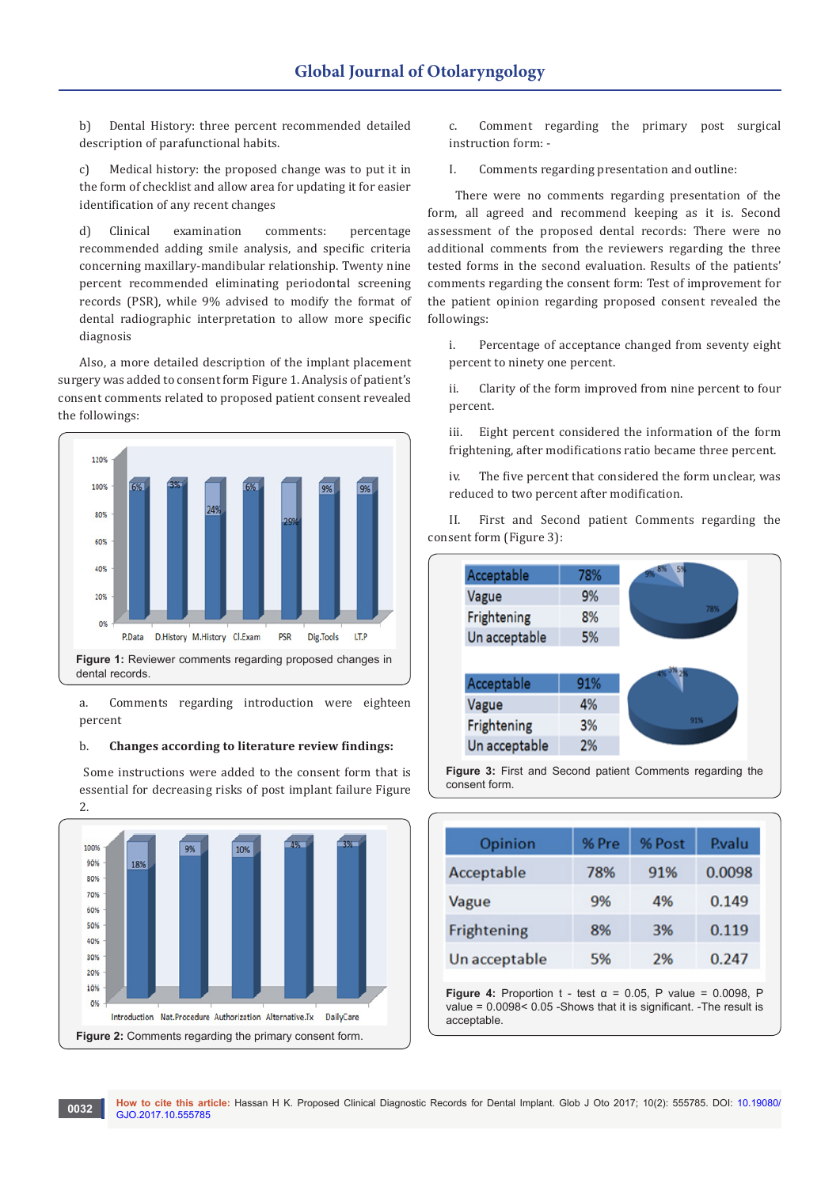b) Dental History: three percent recommended detailed description of parafunctional habits.

c) Medical history: the proposed change was to put it in the form of checklist and allow area for updating it for easier identification of any recent changes

d) Clinical examination comments: percentage recommended adding smile analysis, and specific criteria concerning maxillary-mandibular relationship. Twenty nine percent recommended eliminating periodontal screening records (PSR), while 9% advised to modify the format of dental radiographic interpretation to allow more specific diagnosis

Also, a more detailed description of the implant placement surgery was added to consent form Figure 1. Analysis of patient's consent comments related to proposed patient consent revealed the followings:

**Figure 1:** Reviewer comments regarding proposed changes in dental records.

a. Comments regarding introduction were eighteen percent

b. **Changes according to literature review findings:**

Some instructions were added to the consent form that is essential for decreasing risks of post implant failure Figure 2.

**Figure 2:** Comments regarding the primary consent form.

c. Comment regarding the primary post surgical instruction form: -

I. Comments regarding presentation and outline:

There were no comments regarding presentation of the form, all agreed and recommend keeping as it is. Second assessment of the proposed dental records: There were no additional comments from the reviewers regarding the three tested forms in the second evaluation. Results of the patients' comments regarding the consent form: Test of improvement for the patient opinion regarding proposed consent revealed the followings:

i. Percentage of acceptance changed from seventy eight percent to ninety one percent.

ii. Clarity of the form improved from nine percent to four percent.

iii. Eight percent considered the information of the form frightening, after modifications ratio became three percent.

iv. The five percent that considered the form unclear, was reduced to two percent after modification.

II. First and Second patient Comments regarding the consent form (Figure 3):

| Acceptable | 78% |
|---|---|
| Vague | 9% |
| Frightening | 8% |
| Un acceptable | 5% |

| Acceptable | 91% |
|---|---|
| Vague | 4% |
| Frightening | 3% |
| Un acceptable | 2% |

**Figure 3:** First and Second patient Comments regarding the consent form.

| Opinion | % Pre | % Post | P.valu |
|---|---|---|---|
| Acceptable | 78% | 91% | 0.0098 |
| Vague | 9% | 4% | 0.149 |
| Frightening | 8% | 3% | 0.119 |
| Un acceptable | 5% | 2% | 0.247 |

**Figure 4:** Proportion t - test $\alpha = 0.05$, P value = 0.0098, P value = 0.0098< 0.05 -Shows that it is significant. -The result is acceptable.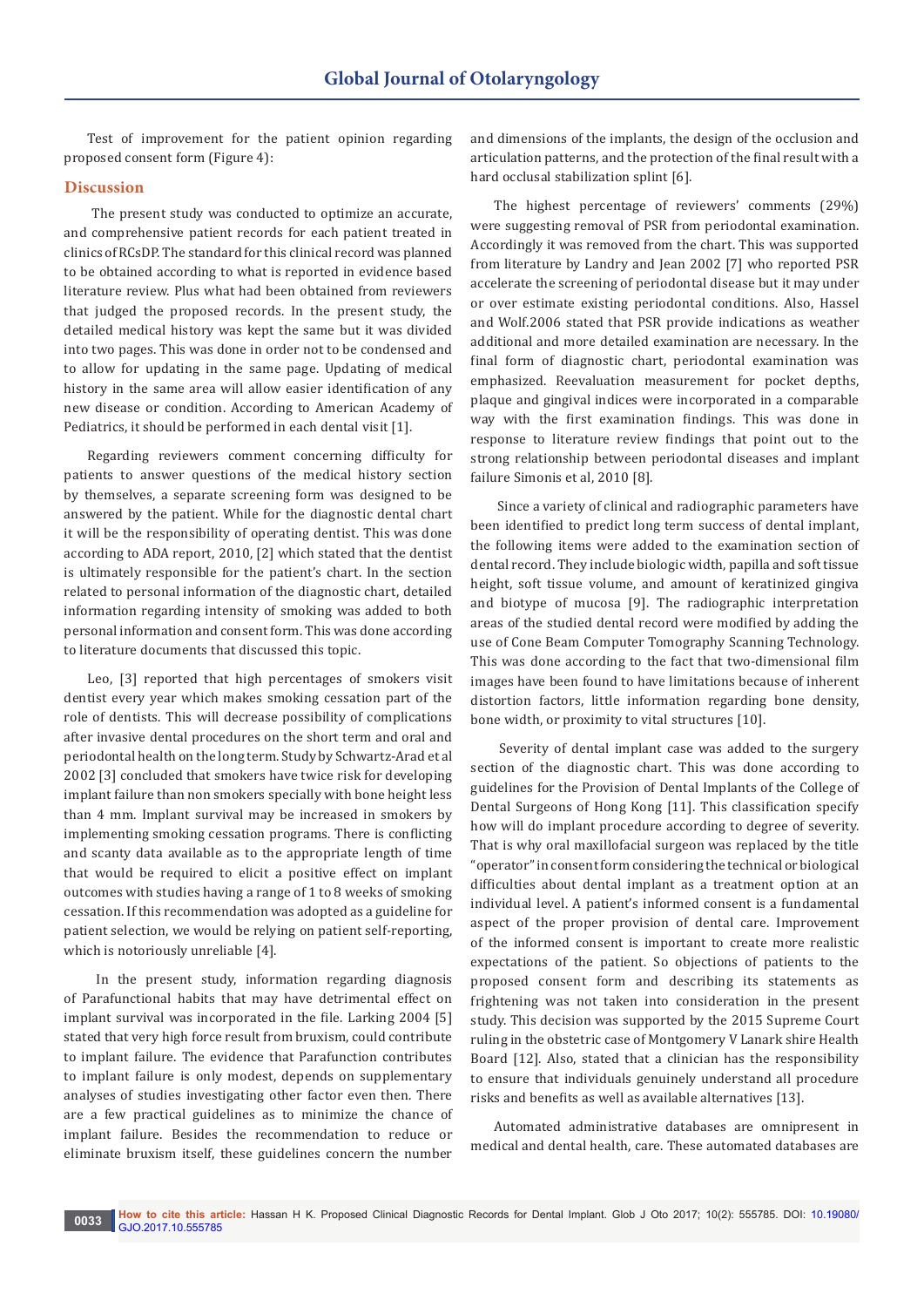Test of improvement for the patient opinion regarding proposed consent form (Figure 4):

## Discussion

The present study was conducted to optimize an accurate, and comprehensive patient records for each patient treated in clinics of RCsDP. The standard for this clinical record was planned to be obtained according to what is reported in evidence based literature review. Plus what had been obtained from reviewers that judged the proposed records. In the present study, the detailed medical history was kept the same but it was divided into two pages. This was done in order not to be condensed and to allow for updating in the same page. Updating of medical history in the same area will allow easier identification of any new disease or condition. According to American Academy of Pediatrics, it should be performed in each dental visit [1].

Regarding reviewers comment concerning difficulty for patients to answer questions of the medical history section by themselves, a separate screening form was designed to be answered by the patient. While for the diagnostic dental chart it will be the responsibility of operating dentist. This was done according to ADA report, 2010, [2] which stated that the dentist is ultimately responsible for the patient's chart. In the section related to personal information of the diagnostic chart, detailed information regarding intensity of smoking was added to both personal information and consent form. This was done according to literature documents that discussed this topic.

Leo, [3] reported that high percentages of smokers visit dentist every year which makes smoking cessation part of the role of dentists. This will decrease possibility of complications after invasive dental procedures on the short term and oral and periodontal health on the long term. Study by Schwartz-Arad et al 2002 [3] concluded that smokers have twice risk for developing implant failure than non smokers specially with bone height less than 4 mm. Implant survival may be increased in smokers by implementing smoking cessation programs. There is conflicting and scanty data available as to the appropriate length of time that would be required to elicit a positive effect on implant outcomes with studies having a range of 1 to 8 weeks of smoking cessation. If this recommendation was adopted as a guideline for patient selection, we would be relying on patient self-reporting, which is notoriously unreliable [4].

In the present study, information regarding diagnosis of Parafunctional habits that may have detrimental effect on implant survival was incorporated in the file. Larking 2004 [5] stated that very high force result from bruxism, could contribute to implant failure. The evidence that Parafunction contributes to implant failure is only modest, depends on supplementary analyses of studies investigating other factor even then. There are a few practical guidelines as to minimize the chance of implant failure. Besides the recommendation to reduce or eliminate bruxism itself, these guidelines concern the number and dimensions of the implants, the design of the occlusion and articulation patterns, and the protection of the final result with a hard occlusal stabilization splint [6].

The highest percentage of reviewers' comments (29%) were suggesting removal of PSR from periodontal examination. Accordingly it was removed from the chart. This was supported from literature by Landry and Jean 2002 [7] who reported PSR accelerate the screening of periodontal disease but it may under or over estimate existing periodontal conditions. Also, Hassel and Wolf.2006 stated that PSR provide indications as weather additional and more detailed examination are necessary. In the final form of diagnostic chart, periodontal examination was emphasized. Reevaluation measurement for pocket depths, plaque and gingival indices were incorporated in a comparable way with the first examination findings. This was done in response to literature review findings that point out to the strong relationship between periodontal diseases and implant failure Simonis et al, 2010 [8].

Since a variety of clinical and radiographic parameters have been identified to predict long term success of dental implant, the following items were added to the examination section of dental record. They include biologic width, papilla and soft tissue height, soft tissue volume, and amount of keratinized gingiva and biotype of mucosa [9]. The radiographic interpretation areas of the studied dental record were modified by adding the use of Cone Beam Computer Tomography Scanning Technology. This was done according to the fact that two-dimensional film images have been found to have limitations because of inherent distortion factors, little information regarding bone density, bone width, or proximity to vital structures [10].

Severity of dental implant case was added to the surgery section of the diagnostic chart. This was done according to guidelines for the Provision of Dental Implants of the College of Dental Surgeons of Hong Kong [11]. This classification specify how will do implant procedure according to degree of severity. That is why oral maxillofacial surgeon was replaced by the title "operator" in consent form considering the technical or biological difficulties about dental implant as a treatment option at an individual level. A patient's informed consent is a fundamental aspect of the proper provision of dental care. Improvement of the informed consent is important to create more realistic expectations of the patient. So objections of patients to the proposed consent form and describing its statements as frightening was not taken into consideration in the present study. This decision was supported by the 2015 Supreme Court ruling in the obstetric case of Montgomery V Lanark shire Health Board [12]. Also, stated that a clinician has the responsibility to ensure that individuals genuinely understand all procedure risks and benefits as well as available alternatives [13].

Automated administrative databases are omnipresent in medical and dental health, care. These automated databases are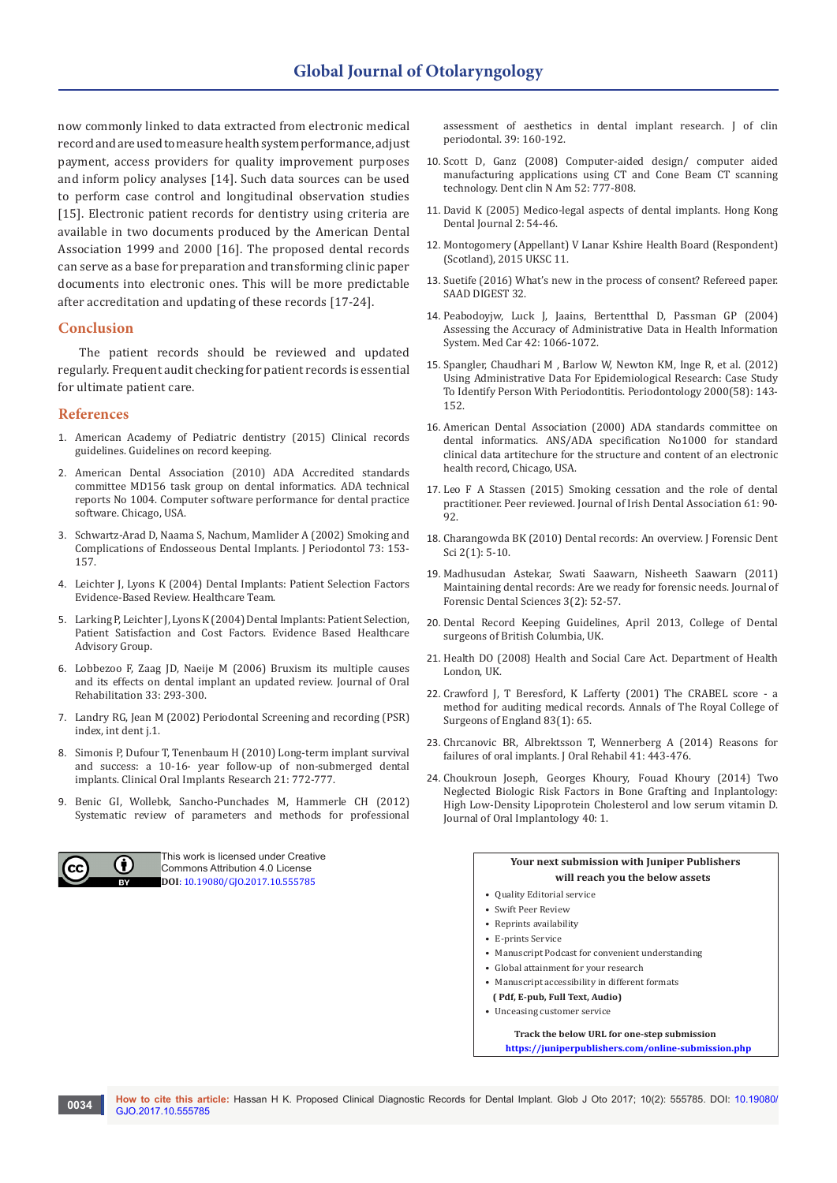now commonly linked to data extracted from electronic medical record and are used to measure health system performance, adjust payment, access providers for quality improvement purposes and inform policy analyses [14]. Such data sources can be used to perform case control and longitudinal observation studies [15]. Electronic patient records for dentistry using criteria are available in two documents produced by the American Dental Association 1999 and 2000 [16]. The proposed dental records can serve as a base for preparation and transforming clinic paper documents into electronic ones. This will be more predictable after accreditation and updating of these records [17-24].

## Conclusion

The patient records should be reviewed and updated regularly. Frequent audit checking for patient records is essential for ultimate patient care.

## References

1. American Academy of Pediatric dentistry (2015) Clinical records guidelines. Guidelines on record keeping.
2. American Dental Association (2010) ADA Accredited standards committee MD156 task group on dental informatics. ADA technical reports No 1004. Computer software performance for dental practice software. Chicago, USA.
3. Schwartz-Arad D, Naama S, Nachum, Mamlider A (2002) Smoking and Complications of Endosseous Dental Implants. J Periodontol 73: 153-157.
4. Leichter J, Lyons K (2004) Dental Implants: Patient Selection Factors Evidence-Based Review. Healthcare Team.
5. Larking P, Leichter J, Lyons K (2004) Dental Implants: Patient Selection, Patient Satisfaction and Cost Factors. Evidence Based Healthcare Advisory Group.
6. Lobbezoo F, Zaag JD, Naeije M (2006) Bruxism its multiple causes and its effects on dental implant an updated review. Journal of Oral Rehabilitation 33: 293-300.
7. Landry RG, Jean M (2002) Periodontal Screening and recording (PSR) index, int dent j.1.
8. Simonis P, Dufour T, Tenenbaum H (2010) Long-term implant survival and success: a 10-16- year follow-up of non-submerged dental implants. Clinical Oral Implants Research 21: 772-777.
9. Benic GI, Wollebk, Sancho-Punchades M, Hammerle CH (2012) Systematic review of parameters and methods for professional assessment of aesthetics in dental implant research. J of clin periodontal. 39: 160-192.
10. Scott D, Ganz (2008) Computer-aided design/ computer aided manufacturing applications using CT and Cone Beam CT scanning technology. Dent clin N Am 52: 777-808.
11. David K (2005) Medico-legal aspects of dental implants. Hong Kong Dental Journal 2: 54-46.
12. Montogomery (Appellant) V Lanar Kshire Health Board (Respondent) (Scotland), 2015 UKSC 11.
13. Suetife (2016) What's new in the process of consent? Refereed paper. SAAD DIGEST 32.
14. Peabodoyjw, Luck J, Jaains, Bertentthal D, Passman GP (2004) Assessing the Accuracy of Administrative Data in Health Information System. Med Car 42: 1066-1072.
15. Spangler, Chaudhari M , Barlow W, Newton KM, Inge R, et al. (2012) Using Administrative Data For Epidemiological Research: Case Study To Identify Person With Periodontitis. Periodontology 2000(58): 143-152.
16. American Dental Association (2000) ADA standards committee on dental informatics. ANS/ADA specification No1000 for standard clinical data artitechure for the structure and content of an electronic health record, Chicago, USA.
17. Leo F A Stassen (2015) Smoking cessation and the role of dental practitioner. Peer reviewed. Journal of Irish Dental Association 61: 90-92.
18. Charangowda BK (2010) Dental records: An overview. J Forensic Dent Sci 2(1): 5-10.
19. Madhusudan Astekar, Swati Saawarn, Nisheeth Saawarn (2011) Maintaining dental records: Are we ready for forensic needs. Journal of Forensic Dental Sciences 3(2): 52-57.
20. Dental Record Keeping Guidelines, April 2013, College of Dental surgeons of British Columbia, UK.
21. Health DO (2008) Health and Social Care Act. Department of Health London, UK.
22. Crawford J, T Beresford, K Lafferty (2001) The CRABEL score - a method for auditing medical records. Annals of The Royal College of Surgeons of England 83(1): 65.
23. Chrcanovic BR, Albrektsson T, Wennerberg A (2014) Reasons for failures of oral implants. J Oral Rehabil 41: 443-476.
24. Choukroun Joseph, Georges Khoury, Fouad Khoury (2014) Two Neglected Biologic Risk Factors in Bone Grafting and Inplantology: High Low-Density Lipoprotein Cholesterol and low serum vitamin D. Journal of Oral Implantology 40: 1.

This work is licensed under Creative Commons Attribution 4.0 License
**DOI**: 10.19080/GJO.2017.10.555785

**Your next submission with Juniper Publishers will reach you the below assets**

- Quality Editorial service
- Swift Peer Review
- Reprints availability
- E-prints Service
- Manuscript Podcast for convenient understanding
- Global attainment for your research
- Manuscript accessibility in different formats
  **( Pdf, E-pub, Full Text, Audio)**
- Unceasing customer service

**Track the below URL for one-step submission**
**https://juniperpublishers.com/online-submission.php**

**How to cite this article:** Hassan H K. Proposed Clinical Diagnostic Records for Dental Implant. Glob J Oto 2017; 10(2): 555785. DOI: 10.19080/GJO.2017.10.555785